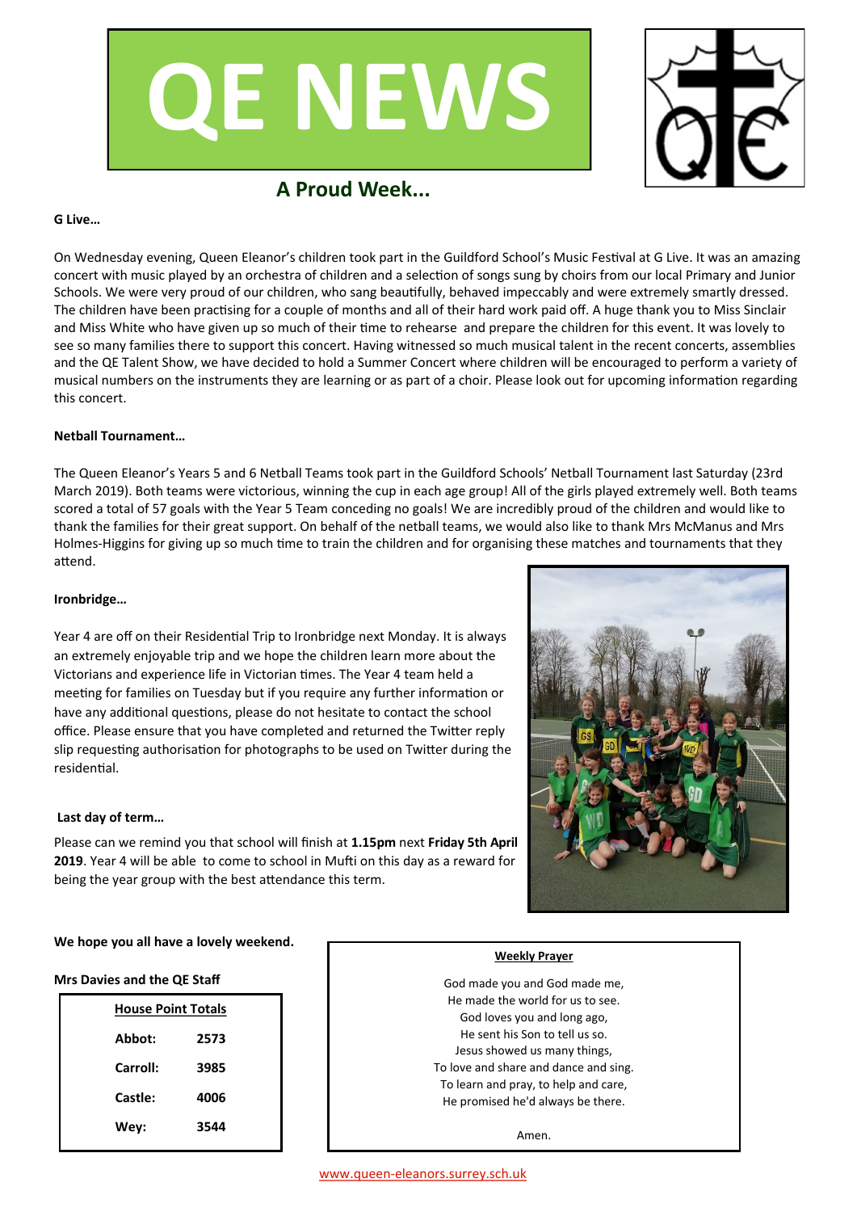# QE NEWS

## A Proud Week...

**G Live…**

On Wednesday evening, Queen Eleanor's children took part in the Guildford School's Music Festival at G Live. It was an amazing concert with music played by an orchestra of children and a selection of songs sung by choirs from our local Primary and Junior Schools. We were very proud of our children, who sang beautifully, behaved impeccably and were extremely smartly dressed. The children have been practising for a couple of months and all of their hard work paid off. A huge thank you to Miss Sinclair and Miss White who have given up so much of their time to rehearse and prepare the children for this event. It was lovely to see so many families there to support this concert. Having witnessed so much musical talent in the recent concerts, assemblies and the QE Talent Show, we have decided to hold a Summer Concert where children will be encouraged to perform a variety of musical numbers on the instruments they are learning or as part of a choir. Please look out for upcoming information regarding this concert.

**Netball Tournament…**

The Queen Eleanor's Years 5 and 6 Netball Teams took part in the Guildford Schools' Netball Tournament last Saturday (23rd March 2019). Both teams were victorious, winning the cup in each age group! All of the girls played extremely well. Both teams scored a total of 57 goals with the Year 5 Team conceding no goals! We are incredibly proud of the children and would like to thank the families for their great support. On behalf of the netball teams, we would also like to thank Mrs McManus and Mrs Holmes-Higgins for giving up so much time to train the children and for organising these matches and tournaments that they attend.

**Ironbridge…**

Year 4 are off on their Residential Trip to Ironbridge next Monday. It is always an extremely enjoyable trip and we hope the children learn more about the Victorians and experience life in Victorian times. The Year 4 team held a meeting for families on Tuesday but if you require any further information or have any additional questions, please do not hesitate to contact the school office. Please ensure that you have completed and returned the Twitter reply slip requesting authorisation for photographs to be used on Twitter during the residential.

**Last day of term…**

Please can we remind you that school will finish at **1.15pm** next **Friday 5th April 2019**. Year 4 will be able to come to school in Mufti on this day as a reward for being the year group with the best attendance this term.

**We hope you all have a lovely weekend.**

**Mrs Davies and the QE Staff**

| House Point Totals | |
|---|---|
| **Abbot:** | **2573** |
| **Carroll:** | **3985** |
| **Castle:** | **4006** |
| **Wey:** | **3544** |

**Weekly Prayer**

God made you and God made me,
He made the world for us to see.
God loves you and long ago,
He sent his Son to tell us so.
Jesus showed us many things,
To love and share and dance and sing.
To learn and pray, to help and care,
He promised he'd always be there.

Amen.

www.queen-eleanors.surrey.sch.uk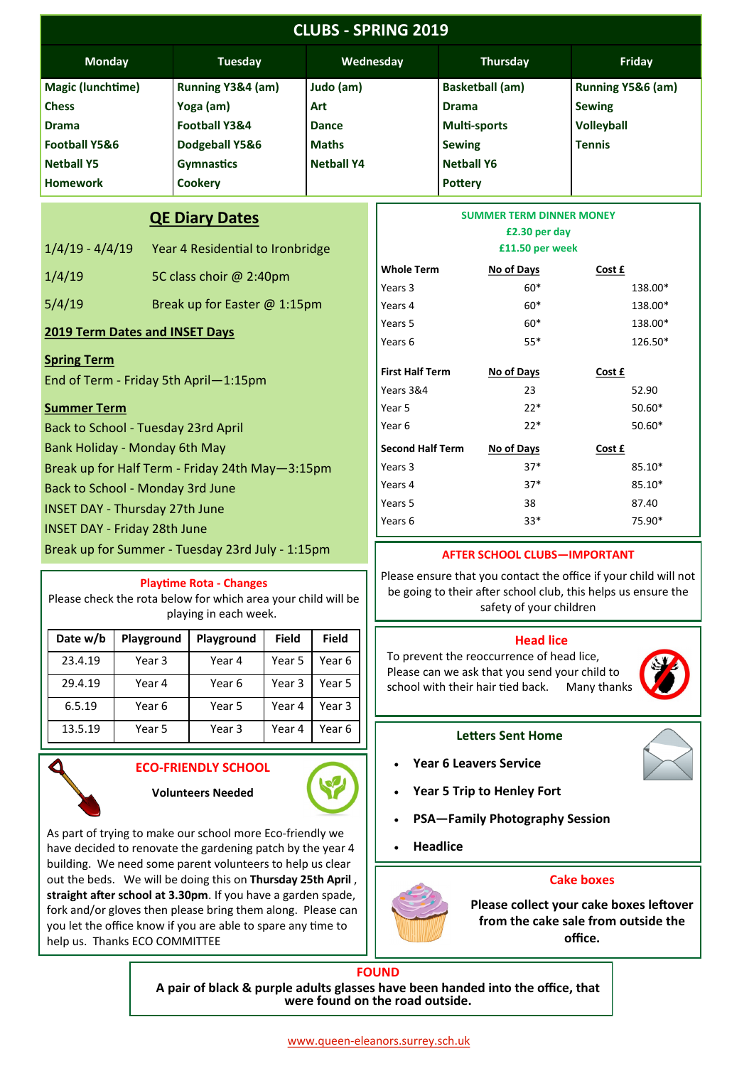# CLUBS - SPRING 2019

| Monday | Tuesday | Wednesday | Thursday | Friday |
|---|---|---|---|---|
| Magic (lunchtime) | Running Y3&4 (am) | Judo (am) | Basketball (am) | Running Y5&6 (am) |
| Chess | Yoga (am) | Art | Drama | Sewing |
| Drama | Football Y3&4 | Dance | Multi-sports | Volleyball |
| Football Y5&6 | Dodgeball Y5&6 | Maths | Sewing | Tennis |
| Netball Y5 | Gymnastics | Netball Y4 | Netball Y6 | |
| Homework | Cookery | | Pottery | |

## QE Diary Dates

1/4/19 - 4/4/19 Year 4 Residential to Ironbridge

1/4/19 5C class choir @ 2:40pm

5/4/19 Break up for Easter @ 1:15pm

**2019 Term Dates and INSET Days**

**Spring Term**

End of Term - Friday 5th April—1:15pm

**Summer Term**

Back to School - Tuesday 23rd April

Bank Holiday - Monday 6th May

Break up for Half Term - Friday 24th May—3:15pm

Back to School - Monday 3rd June

INSET DAY - Thursday 27th June

INSET DAY - Friday 28th June

Break up for Summer - Tuesday 23rd July - 1:15pm

## SUMMER TERM DINNER MONEY

£2.30 per day

£11.50 per week

| Whole Term | No of Days | Cost £ |
|---|---|---|
| Years 3 | 60* | 138.00* |
| Years 4 | 60* | 138.00* |
| Years 5 | 60* | 138.00* |
| Years 6 | 55* | 126.50* |
| **First Half Term** | **No of Days** | **Cost £** |
| Years 3&4 | 23 | 52.90 |
| Year 5 | 22* | 50.60* |
| Year 6 | 22* | 50.60* |
| **Second Half Term** | **No of Days** | **Cost £** |
| Years 3 | 37* | 85.10* |
| Years 4 | 37* | 85.10* |
| Years 5 | 38 | 87.40 |
| Years 6 | 33* | 75.90* |

## Playtime Rota - Changes

Please check the rota below for which area your child will be playing in each week.

| Date w/b | Playground | Playground | Field | Field |
|---|---|---|---|---|
| 23.4.19 | Year 3 | Year 4 | Year 5 | Year 6 |
| 29.4.19 | Year 4 | Year 6 | Year 3 | Year 5 |
| 6.5.19 | Year 6 | Year 5 | Year 4 | Year 3 |
| 13.5.19 | Year 5 | Year 3 | Year 4 | Year 6 |

## AFTER SCHOOL CLUBS—IMPORTANT

Please ensure that you contact the office if your child will not be going to their after school club, this helps us ensure the safety of your children

## Head lice

To prevent the reoccurrence of head lice, Please can we ask that you send your child to school with their hair tied back. Many thanks

## ECO-FRIENDLY SCHOOL

**Volunteers Needed**

As part of trying to make our school more Eco-friendly we have decided to renovate the gardening patch by the year 4 building. We need some parent volunteers to help us clear out the beds. We will be doing this on **Thursday 25th April**, **straight after school at 3.30pm**. If you have a garden spade, fork and/or gloves then please bring them along. Please can you let the office know if you are able to spare any time to help us. Thanks ECO COMMITTEE

## Letters Sent Home

- **Year 6 Leavers Service**
- **Year 5 Trip to Henley Fort**
- **PSA—Family Photography Session**
- **Headlice**

## Cake boxes

**Please collect your cake boxes leftover from the cake sale from outside the office.**

## FOUND

**A pair of black & purple adults glasses have been handed into the office, that were found on the road outside.**

www.queen-eleanors.surrey.sch.uk